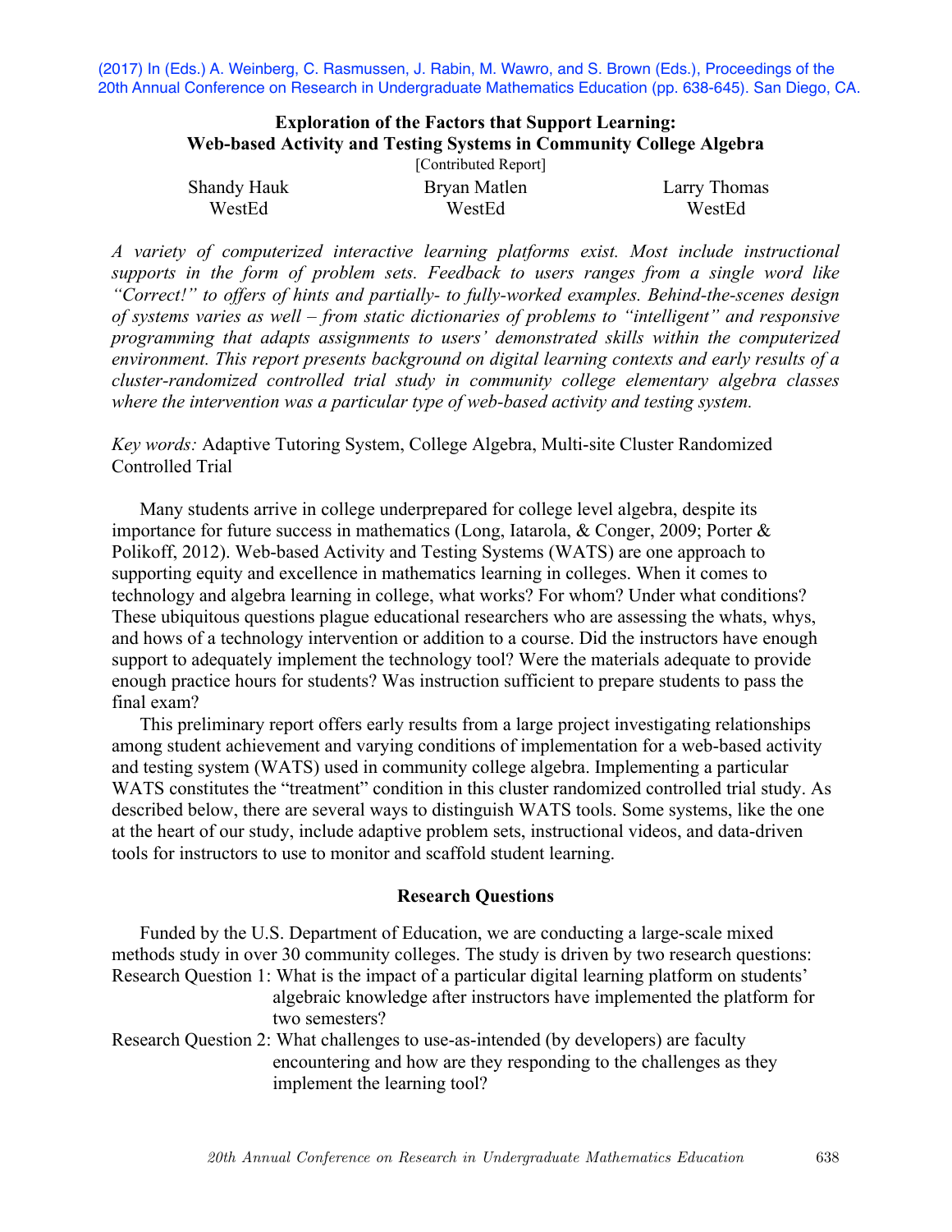(2017) In (Eds.) A. Weinberg, C. Rasmussen, J. Rabin, M. Wawro, and S. Brown (Eds.), Proceedings of the 20th Annual Conference on Research in Undergraduate Mathematics Education (pp. 638-645). San Diego, CA.

# Exploration of the Factors that Support Learning: Web-based Activity and Testing Systems in Community College Algebra

[Contributed Report]

| Shandy Hauk | Bryan Matlen | Larry Thomas |
|---|---|---|
| WestEd | WestEd | WestEd |

*A variety of computerized interactive learning platforms exist. Most include instructional supports in the form of problem sets. Feedback to users ranges from a single word like "Correct!" to offers of hints and partially- to fully-worked examples. Behind-the-scenes design of systems varies as well – from static dictionaries of problems to "intelligent" and responsive programming that adapts assignments to users' demonstrated skills within the computerized environment. This report presents background on digital learning contexts and early results of a cluster-randomized controlled trial study in community college elementary algebra classes where the intervention was a particular type of web-based activity and testing system.*

*Key words:* Adaptive Tutoring System, College Algebra, Multi-site Cluster Randomized Controlled Trial

Many students arrive in college underprepared for college level algebra, despite its importance for future success in mathematics (Long, Iatarola, & Conger, 2009; Porter & Polikoff, 2012). Web-based Activity and Testing Systems (WATS) are one approach to supporting equity and excellence in mathematics learning in colleges. When it comes to technology and algebra learning in college, what works? For whom? Under what conditions? These ubiquitous questions plague educational researchers who are assessing the whats, whys, and hows of a technology intervention or addition to a course. Did the instructors have enough support to adequately implement the technology tool? Were the materials adequate to provide enough practice hours for students? Was instruction sufficient to prepare students to pass the final exam?

This preliminary report offers early results from a large project investigating relationships among student achievement and varying conditions of implementation for a web-based activity and testing system (WATS) used in community college algebra. Implementing a particular WATS constitutes the "treatment" condition in this cluster randomized controlled trial study. As described below, there are several ways to distinguish WATS tools. Some systems, like the one at the heart of our study, include adaptive problem sets, instructional videos, and data-driven tools for instructors to use to monitor and scaffold student learning.

## Research Questions

Funded by the U.S. Department of Education, we are conducting a large-scale mixed methods study in over 30 community colleges. The study is driven by two research questions:

Research Question 1: What is the impact of a particular digital learning platform on students' algebraic knowledge after instructors have implemented the platform for two semesters?

Research Question 2: What challenges to use-as-intended (by developers) are faculty encountering and how are they responding to the challenges as they implement the learning tool?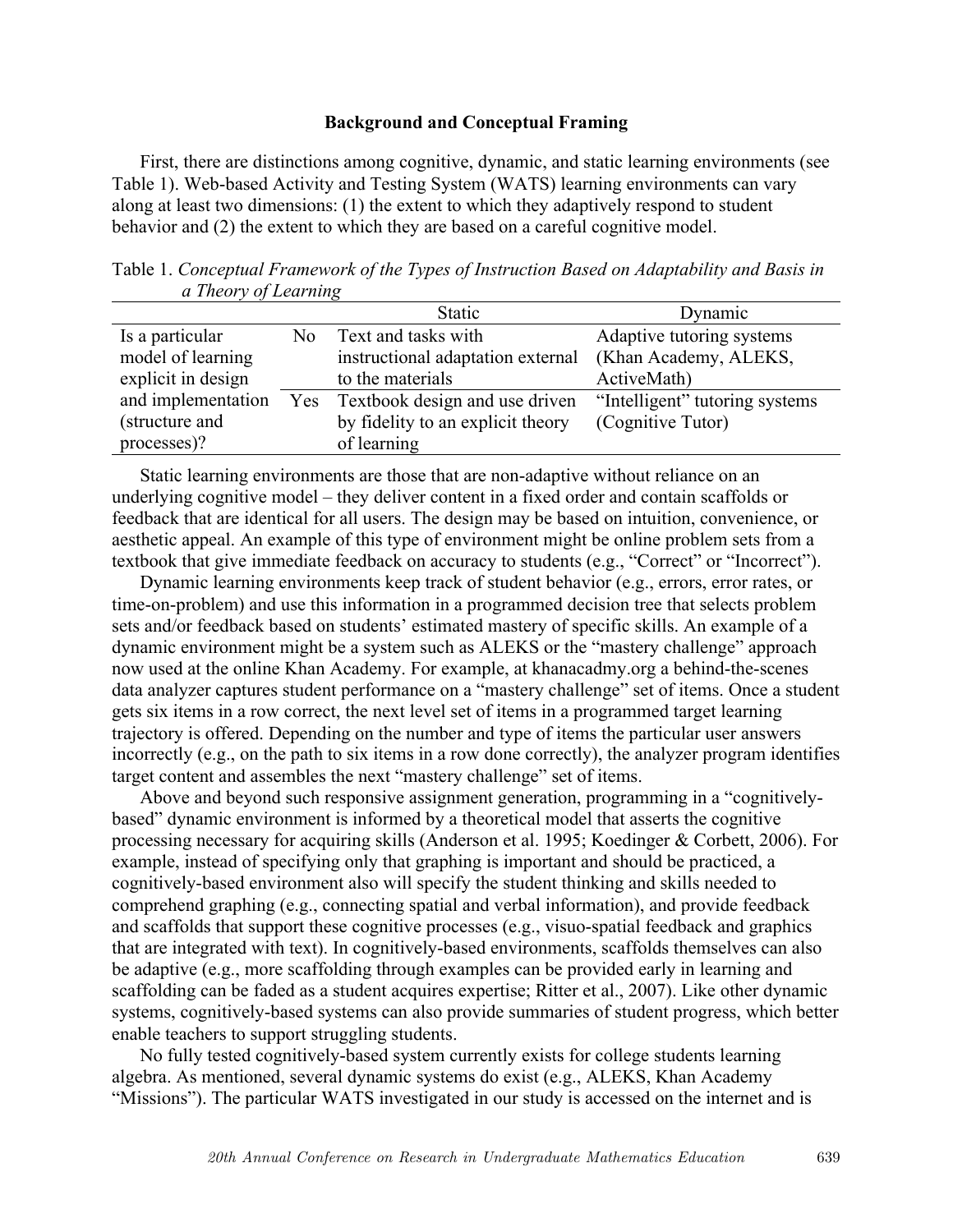**Background and Conceptual Framing**

First, there are distinctions among cognitive, dynamic, and static learning environments (see Table 1). Web-based Activity and Testing System (WATS) learning environments can vary along at least two dimensions: (1) the extent to which they adaptively respond to student behavior and (2) the extent to which they are based on a careful cognitive model.

Table 1. *Conceptual Framework of the Types of Instruction Based on Adaptability and Basis in a Theory of Learning*

| | | Static | Dynamic |
|---|---|---|---|
| Is a particular model of learning explicit in design and implementation (structure and processes)? | No | Text and tasks with instructional adaptation external to the materials | Adaptive tutoring systems (Khan Academy, ALEKS, ActiveMath) |
| | Yes | Textbook design and use driven by fidelity to an explicit theory of learning | “Intelligent” tutoring systems (Cognitive Tutor) |

Static learning environments are those that are non-adaptive without reliance on an underlying cognitive model – they deliver content in a fixed order and contain scaffolds or feedback that are identical for all users. The design may be based on intuition, convenience, or aesthetic appeal. An example of this type of environment might be online problem sets from a textbook that give immediate feedback on accuracy to students (e.g., “Correct” or “Incorrect”).

Dynamic learning environments keep track of student behavior (e.g., errors, error rates, or time-on-problem) and use this information in a programmed decision tree that selects problem sets and/or feedback based on students’ estimated mastery of specific skills. An example of a dynamic environment might be a system such as ALEKS or the “mastery challenge” approach now used at the online Khan Academy. For example, at khanacadmy.org a behind-the-scenes data analyzer captures student performance on a “mastery challenge” set of items. Once a student gets six items in a row correct, the next level set of items in a programmed target learning trajectory is offered. Depending on the number and type of items the particular user answers incorrectly (e.g., on the path to six items in a row done correctly), the analyzer program identifies target content and assembles the next “mastery challenge” set of items.

Above and beyond such responsive assignment generation, programming in a “cognitively-based” dynamic environment is informed by a theoretical model that asserts the cognitive processing necessary for acquiring skills (Anderson et al. 1995; Koedinger & Corbett, 2006). For example, instead of specifying only that graphing is important and should be practiced, a cognitively-based environment also will specify the student thinking and skills needed to comprehend graphing (e.g., connecting spatial and verbal information), and provide feedback and scaffolds that support these cognitive processes (e.g., visuo-spatial feedback and graphics that are integrated with text). In cognitively-based environments, scaffolds themselves can also be adaptive (e.g., more scaffolding through examples can be provided early in learning and scaffolding can be faded as a student acquires expertise; Ritter et al., 2007). Like other dynamic systems, cognitively-based systems can also provide summaries of student progress, which better enable teachers to support struggling students.

No fully tested cognitively-based system currently exists for college students learning algebra. As mentioned, several dynamic systems do exist (e.g., ALEKS, Khan Academy “Missions”). The particular WATS investigated in our study is accessed on the internet and is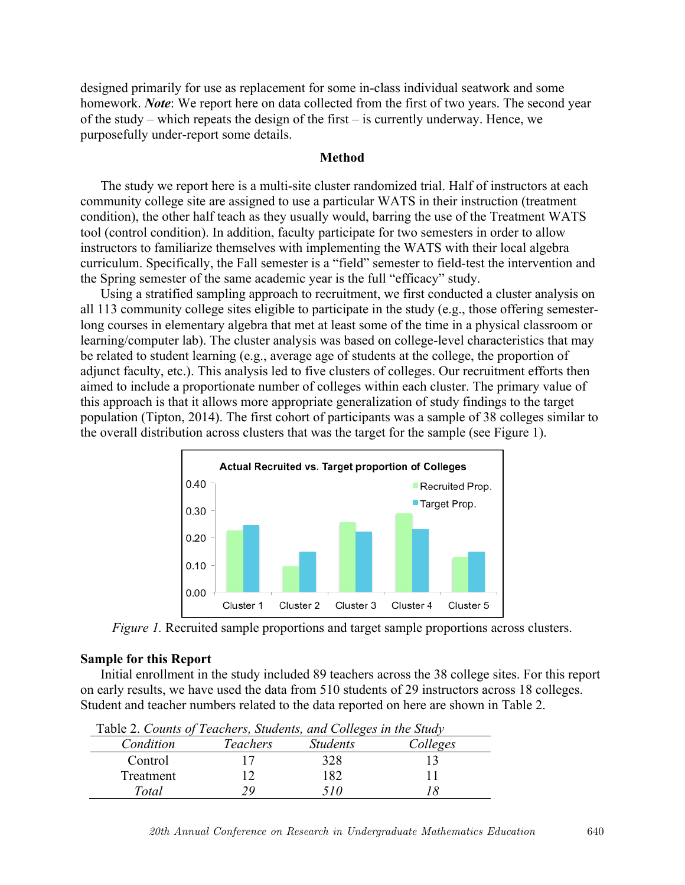designed primarily for use as replacement for some in-class individual seatwork and some homework. ***Note***: We report here on data collected from the first of two years. The second year of the study – which repeats the design of the first – is currently underway. Hence, we purposefully under-report some details.

## Method

The study we report here is a multi-site cluster randomized trial. Half of instructors at each community college site are assigned to use a particular WATS in their instruction (treatment condition), the other half teach as they usually would, barring the use of the Treatment WATS tool (control condition). In addition, faculty participate for two semesters in order to allow instructors to familiarize themselves with implementing the WATS with their local algebra curriculum. Specifically, the Fall semester is a "field" semester to field-test the intervention and the Spring semester of the same academic year is the full "efficacy" study.

Using a stratified sampling approach to recruitment, we first conducted a cluster analysis on all 113 community college sites eligible to participate in the study (e.g., those offering semester-long courses in elementary algebra that met at least some of the time in a physical classroom or learning/computer lab). The cluster analysis was based on college-level characteristics that may be related to student learning (e.g., average age of students at the college, the proportion of adjunct faculty, etc.). This analysis led to five clusters of colleges. Our recruitment efforts then aimed to include a proportionate number of colleges within each cluster. The primary value of this approach is that it allows more appropriate generalization of study findings to the target population (Tipton, 2014). The first cohort of participants was a sample of 38 colleges similar to the overall distribution across clusters that was the target for the sample (see Figure 1).

*Figure 1.* Recruited sample proportions and target sample proportions across clusters.

### Sample for this Report

Initial enrollment in the study included 89 teachers across the 38 college sites. For this report on early results, we have used the data from 510 students of 29 instructors across 18 colleges. Student and teacher numbers related to the data reported on here are shown in Table 2.

Table 2. *Counts of Teachers, Students, and Colleges in the Study*

| *Condition* | *Teachers* | *Students* | *Colleges* |
|---|---|---|---|
| Control | 17 | 328 | 13 |
| Treatment | 12 | 182 | 11 |
| *Total* | *29* | *510* | *18* |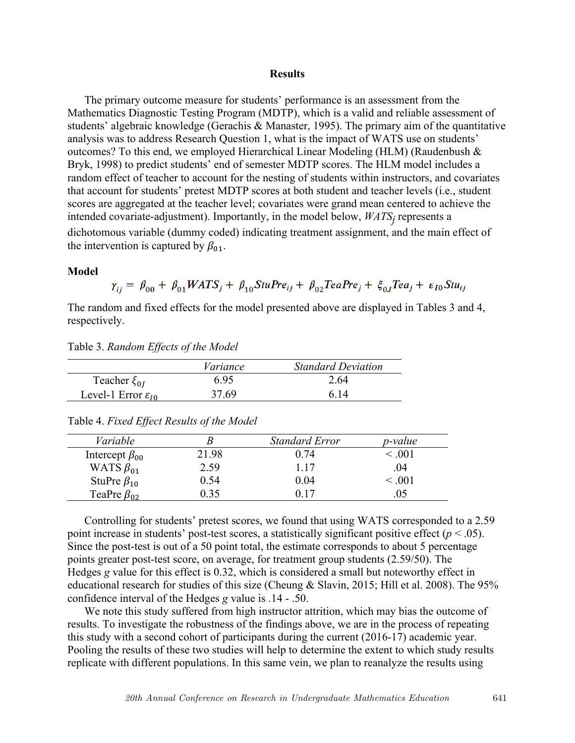## Results

The primary outcome measure for students' performance is an assessment from the Mathematics Diagnostic Testing Program (MDTP), which is a valid and reliable assessment of students' algebraic knowledge (Gerachis & Manaster, 1995). The primary aim of the quantitative analysis was to address Research Question 1, what is the impact of WATS use on students' outcomes? To this end, we employed Hierarchical Linear Modeling (HLM) (Raudenbush & Bryk, 1998) to predict students' end of semester MDTP scores. The HLM model includes a random effect of teacher to account for the nesting of students within instructors, and covariates that account for students' pretest MDTP scores at both student and teacher levels (i.e., student scores are aggregated at the teacher level; covariates were grand mean centered to achieve the intended covariate-adjustment). Importantly, in the model below, $WATS_j$ represents a dichotomous variable (dummy coded) indicating treatment assignment, and the main effect of the intervention is captured by $\beta_{01}$.

**Model**

$$\gamma_{ij} = \beta_{00} + \beta_{01}WATS_j + \beta_{10}StuPre_{ij} + \beta_{02}TeaPre_j + \xi_{0J}Tea_j + \varepsilon_{I0}Stu_{ij}$$

The random and fixed effects for the model presented above are displayed in Tables 3 and 4, respectively.

Table 3. *Random Effects of the Model*

| | *Variance* | *Standard Deviation* |
|---|---|---|
| Teacher $\xi_{0J}$ | 6.95 | 2.64 |
| Level-1 Error $\varepsilon_{I0}$ | 37.69 | 6.14 |

Table 4. *Fixed Effect Results of the Model*

| *Variable* | *B* | *Standard Error* | *p-value* |
|---|---|---|---|
| Intercept $\beta_{00}$ | 21.98 | 0.74 | < .001 |
| WATS $\beta_{01}$ | 2.59 | 1.17 | .04 |
| StuPre $\beta_{10}$ | 0.54 | 0.04 | < .001 |
| TeaPre $\beta_{02}$ | 0.35 | 0.17 | .05 |

Controlling for students' pretest scores, we found that using WATS corresponded to a 2.59 point increase in students' post-test scores, a statistically significant positive effect ($p < .05$). Since the post-test is out of a 50 point total, the estimate corresponds to about 5 percentage points greater post-test score, on average, for treatment group students (2.59/50). The Hedges *g* value for this effect is 0.32, which is considered a small but noteworthy effect in educational research for studies of this size (Cheung & Slavin, 2015; Hill et al. 2008). The 95% confidence interval of the Hedges *g* value is .14 - .50.

We note this study suffered from high instructor attrition, which may bias the outcome of results. To investigate the robustness of the findings above, we are in the process of repeating this study with a second cohort of participants during the current (2016-17) academic year. Pooling the results of these two studies will help to determine the extent to which study results replicate with different populations. In this same vein, we plan to reanalyze the results using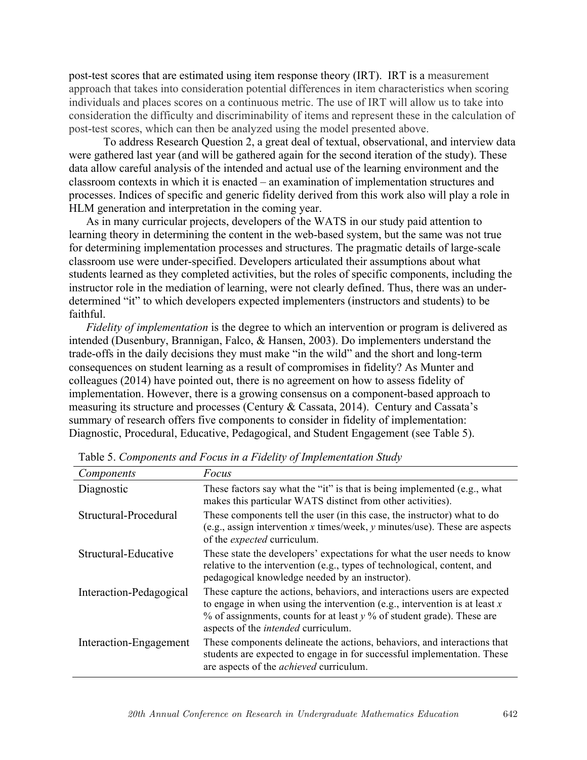post-test scores that are estimated using item response theory (IRT). IRT is a measurement approach that takes into consideration potential differences in item characteristics when scoring individuals and places scores on a continuous metric. The use of IRT will allow us to take into consideration the difficulty and discriminability of items and represent these in the calculation of post-test scores, which can then be analyzed using the model presented above.

To address Research Question 2, a great deal of textual, observational, and interview data were gathered last year (and will be gathered again for the second iteration of the study). These data allow careful analysis of the intended and actual use of the learning environment and the classroom contexts in which it is enacted – an examination of implementation structures and processes. Indices of specific and generic fidelity derived from this work also will play a role in HLM generation and interpretation in the coming year.

As in many curricular projects, developers of the WATS in our study paid attention to learning theory in determining the content in the web-based system, but the same was not true for determining implementation processes and structures. The pragmatic details of large-scale classroom use were under-specified. Developers articulated their assumptions about what students learned as they completed activities, but the roles of specific components, including the instructor role in the mediation of learning, were not clearly defined. Thus, there was an under-determined "it" to which developers expected implementers (instructors and students) to be faithful.

*Fidelity of implementation* is the degree to which an intervention or program is delivered as intended (Dusenbury, Brannigan, Falco, & Hansen, 2003). Do implementers understand the trade-offs in the daily decisions they must make "in the wild" and the short and long-term consequences on student learning as a result of compromises in fidelity? As Munter and colleagues (2014) have pointed out, there is no agreement on how to assess fidelity of implementation. However, there is a growing consensus on a component-based approach to measuring its structure and processes (Century & Cassata, 2014). Century and Cassata's summary of research offers five components to consider in fidelity of implementation: Diagnostic, Procedural, Educative, Pedagogical, and Student Engagement (see Table 5).

Table 5. *Components and Focus in a Fidelity of Implementation Study*

| *Components* | *Focus* |
|---|---|
| Diagnostic | These factors say what the "it" is that is being implemented (e.g., what makes this particular WATS distinct from other activities). |
| Structural-Procedural | These components tell the user (in this case, the instructor) what to do (e.g., assign intervention *x* times/week, *y* minutes/use). These are aspects of the *expected* curriculum. |
| Structural-Educative | These state the developers' expectations for what the user needs to know relative to the intervention (e.g., types of technological, content, and pedagogical knowledge needed by an instructor). |
| Interaction-Pedagogical | These capture the actions, behaviors, and interactions users are expected to engage in when using the intervention (e.g., intervention is at least *x* % of assignments, counts for at least *y* % of student grade). These are aspects of the *intended* curriculum. |
| Interaction-Engagement | These components delineate the actions, behaviors, and interactions that students are expected to engage in for successful implementation. These are aspects of the *achieved* curriculum. |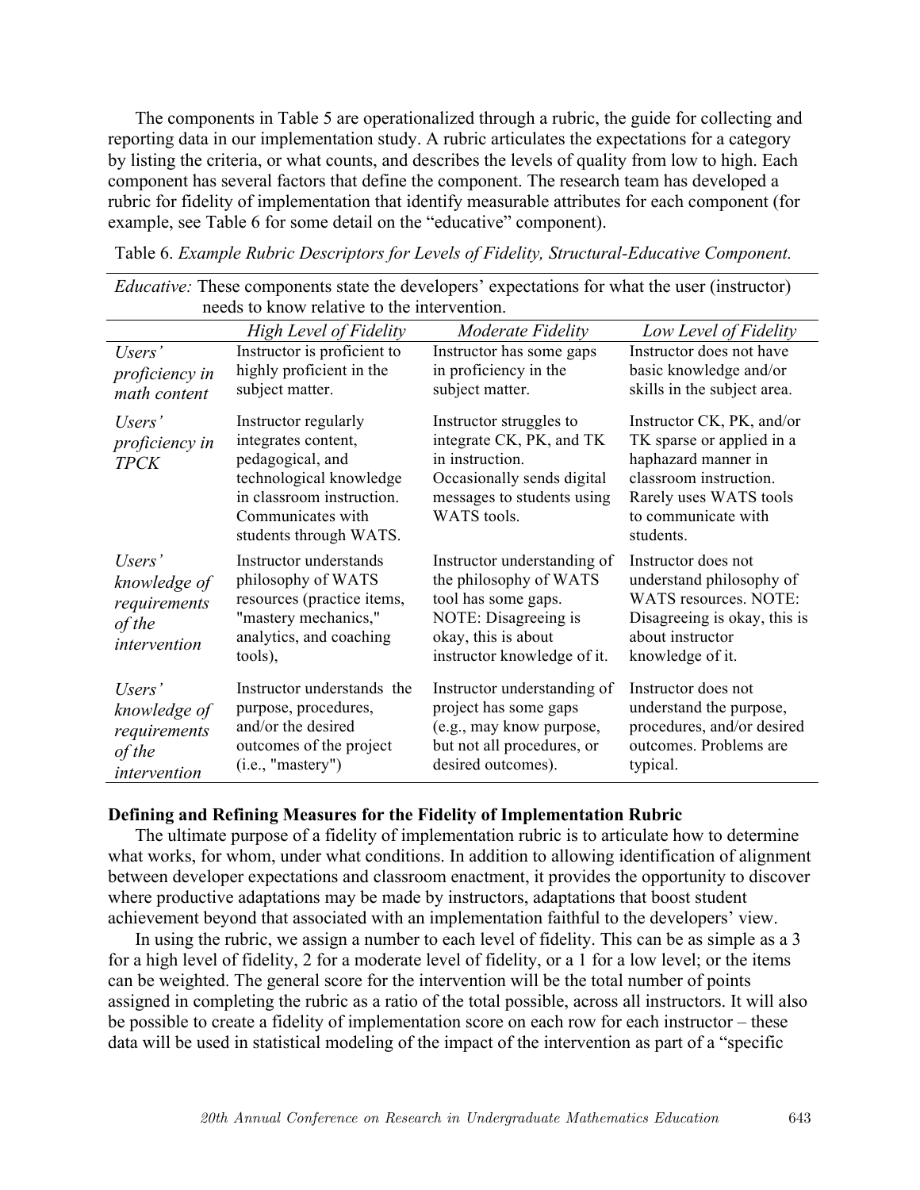The components in Table 5 are operationalized through a rubric, the guide for collecting and reporting data in our implementation study. A rubric articulates the expectations for a category by listing the criteria, or what counts, and describes the levels of quality from low to high. Each component has several factors that define the component. The research team has developed a rubric for fidelity of implementation that identify measurable attributes for each component (for example, see Table 6 for some detail on the "educative" component).

Table 6. *Example Rubric Descriptors for Levels of Fidelity, Structural-Educative Component.*

*Educative:* These components state the developers' expectations for what the user (instructor) needs to know relative to the intervention.

| | *High Level of Fidelity* | *Moderate Fidelity* | *Low Level of Fidelity* |
|---|---|---|---|
| *Users' proficiency in math content* | Instructor is proficient to highly proficient in the subject matter. | Instructor has some gaps in proficiency in the subject matter. | Instructor does not have basic knowledge and/or skills in the subject area. |
| *Users' proficiency in TPCK* | Instructor regularly integrates content, pedagogical, and technological knowledge in classroom instruction. Communicates with students through WATS. | Instructor struggles to integrate CK, PK, and TK in instruction. Occasionally sends digital messages to students using WATS tools. | Instructor CK, PK, and/or TK sparse or applied in a haphazard manner in classroom instruction. Rarely uses WATS tools to communicate with students. |
| *Users' knowledge of requirements of the intervention* | Instructor understands philosophy of WATS resources (practice items, "mastery mechanics," analytics, and coaching tools), | Instructor understanding of the philosophy of WATS tool has some gaps. NOTE: Disagreeing is okay, this is about instructor knowledge of it. | Instructor does not understand philosophy of WATS resources. NOTE: Disagreeing is okay, this is about instructor knowledge of it. |
| *Users' knowledge of requirements of the intervention* | Instructor understands the purpose, procedures, and/or the desired outcomes of the project (i.e., "mastery") | Instructor understanding of project has some gaps (e.g., may know purpose, but not all procedures, or desired outcomes). | Instructor does not understand the purpose, procedures, and/or desired outcomes. Problems are typical. |

**Defining and Refining Measures for the Fidelity of Implementation Rubric**

The ultimate purpose of a fidelity of implementation rubric is to articulate how to determine what works, for whom, under what conditions. In addition to allowing identification of alignment between developer expectations and classroom enactment, it provides the opportunity to discover where productive adaptations may be made by instructors, adaptations that boost student achievement beyond that associated with an implementation faithful to the developers' view.

In using the rubric, we assign a number to each level of fidelity. This can be as simple as a 3 for a high level of fidelity, 2 for a moderate level of fidelity, or a 1 for a low level; or the items can be weighted. The general score for the intervention will be the total number of points assigned in completing the rubric as a ratio of the total possible, across all instructors. It will also be possible to create a fidelity of implementation score on each row for each instructor – these data will be used in statistical modeling of the impact of the intervention as part of a "specific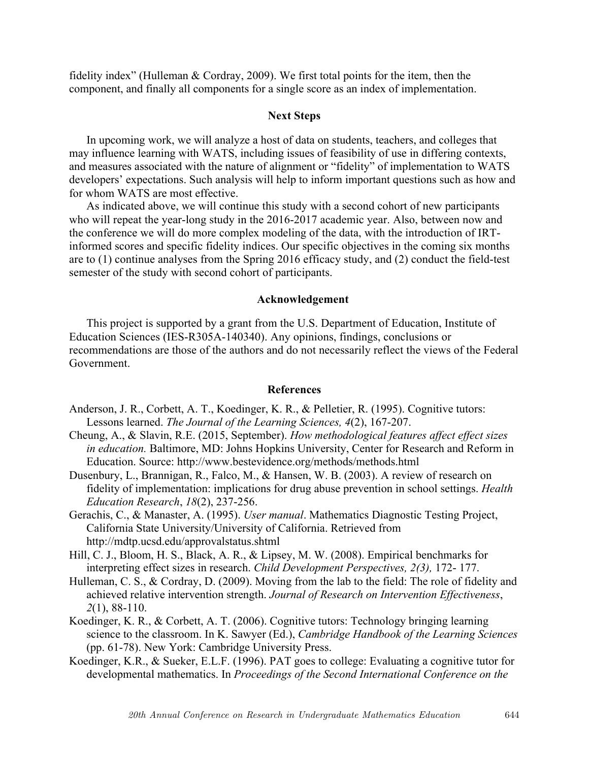fidelity index" (Hulleman & Cordray, 2009). We first total points for the item, then the component, and finally all components for a single score as an index of implementation.

## Next Steps

In upcoming work, we will analyze a host of data on students, teachers, and colleges that may influence learning with WATS, including issues of feasibility of use in differing contexts, and measures associated with the nature of alignment or "fidelity" of implementation to WATS developers' expectations. Such analysis will help to inform important questions such as how and for whom WATS are most effective.

As indicated above, we will continue this study with a second cohort of new participants who will repeat the year-long study in the 2016-2017 academic year. Also, between now and the conference we will do more complex modeling of the data, with the introduction of IRT-informed scores and specific fidelity indices. Our specific objectives in the coming six months are to (1) continue analyses from the Spring 2016 efficacy study, and (2) conduct the field-test semester of the study with second cohort of participants.

## Acknowledgement

This project is supported by a grant from the U.S. Department of Education, Institute of Education Sciences (IES-R305A-140340). Any opinions, findings, conclusions or recommendations are those of the authors and do not necessarily reflect the views of the Federal Government.

## References

Anderson, J. R., Corbett, A. T., Koedinger, K. R., & Pelletier, R. (1995). Cognitive tutors: Lessons learned. *The Journal of the Learning Sciences, 4*(2), 167-207.

Cheung, A., & Slavin, R.E. (2015, September). *How methodological features affect effect sizes in education.* Baltimore, MD: Johns Hopkins University, Center for Research and Reform in Education. Source: http://www.bestevidence.org/methods/methods.html

Dusenbury, L., Brannigan, R., Falco, M., & Hansen, W. B. (2003). A review of research on fidelity of implementation: implications for drug abuse prevention in school settings. *Health Education Research*, *18*(2), 237-256.

Gerachis, C., & Manaster, A. (1995). *User manual*. Mathematics Diagnostic Testing Project, California State University/University of California. Retrieved from http://mdtp.ucsd.edu/approvalstatus.shtml

Hill, C. J., Bloom, H. S., Black, A. R., & Lipsey, M. W. (2008). Empirical benchmarks for interpreting effect sizes in research. *Child Development Perspectives, 2(3),* 172- 177.

Hulleman, C. S., & Cordray, D. (2009). Moving from the lab to the field: The role of fidelity and achieved relative intervention strength. *Journal of Research on Intervention Effectiveness*, *2*(1), 88-110.

Koedinger, K. R., & Corbett, A. T. (2006). Cognitive tutors: Technology bringing learning science to the classroom. In K. Sawyer (Ed.), *Cambridge Handbook of the Learning Sciences* (pp. 61-78). New York: Cambridge University Press.

Koedinger, K.R., & Sueker, E.L.F. (1996). PAT goes to college: Evaluating a cognitive tutor for developmental mathematics. In *Proceedings of the Second International Conference on the*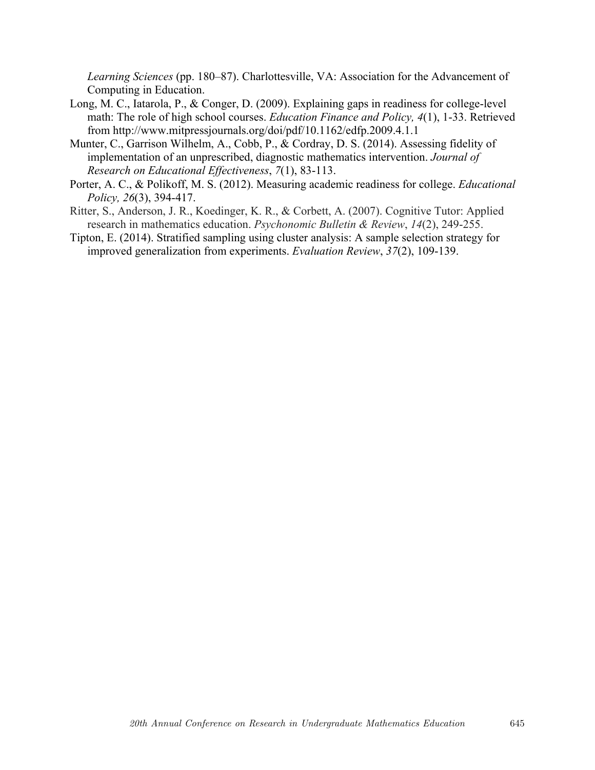*Learning Sciences* (pp. 180–87). Charlottesville, VA: Association for the Advancement of Computing in Education.

Long, M. C., Iatarola, P., & Conger, D. (2009). Explaining gaps in readiness for college-level math: The role of high school courses. *Education Finance and Policy, 4*(1), 1-33. Retrieved from http://www.mitpressjournals.org/doi/pdf/10.1162/edfp.2009.4.1.1

Munter, C., Garrison Wilhelm, A., Cobb, P., & Cordray, D. S. (2014). Assessing fidelity of implementation of an unprescribed, diagnostic mathematics intervention. *Journal of Research on Educational Effectiveness*, *7*(1), 83-113.

Porter, A. C., & Polikoff, M. S. (2012). Measuring academic readiness for college. *Educational Policy, 26*(3), 394-417.

Ritter, S., Anderson, J. R., Koedinger, K. R., & Corbett, A. (2007). Cognitive Tutor: Applied research in mathematics education. *Psychonomic Bulletin & Review*, *14*(2), 249-255.

Tipton, E. (2014). Stratified sampling using cluster analysis: A sample selection strategy for improved generalization from experiments. *Evaluation Review*, *37*(2), 109-139.